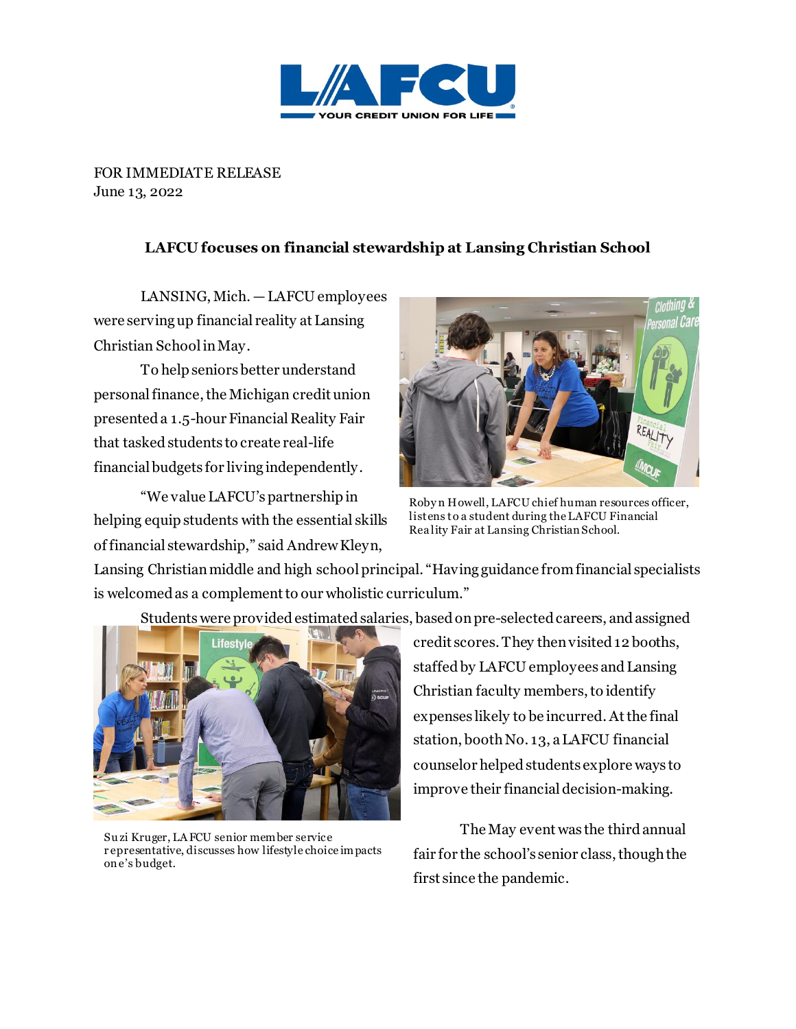FOR IMMEDIATE RELEASE
June 13, 2022

**LAFCU focuses on financial stewardship at Lansing Christian School**

LANSING, Mich. — LAFCU employees were serving up financial reality at Lansing Christian School in May.

To help seniors better understand personal finance, the Michigan credit union presented a 1.5-hour Financial Reality Fair that tasked students to create real-life financial budgets for living independently.

"We value LAFCU's partnership in helping equip students with the essential skills of financial stewardship," said Andrew Kleyn, Lansing Christian middle and high school principal. "Having guidance from financial specialists is welcomed as a complement to our wholistic curriculum."

Robyn Howell, LAFCU chief human resources officer, listens to a student during the LAFCU Financial Reality Fair at Lansing Christian School.

Students were provided estimated salaries, based on pre-selected careers, and assigned credit scores. They then visited 12 booths, staffed by LAFCU employees and Lansing Christian faculty members, to identify expenses likely to be incurred. At the final station, booth No. 13, a LAFCU financial counselor helped students explore ways to improve their financial decision-making.

Suzi Kruger, LAFCU senior member service representative, discusses how lifestyle choice impacts one's budget.

The May event was the third annual fair for the school's senior class, though the first since the pandemic.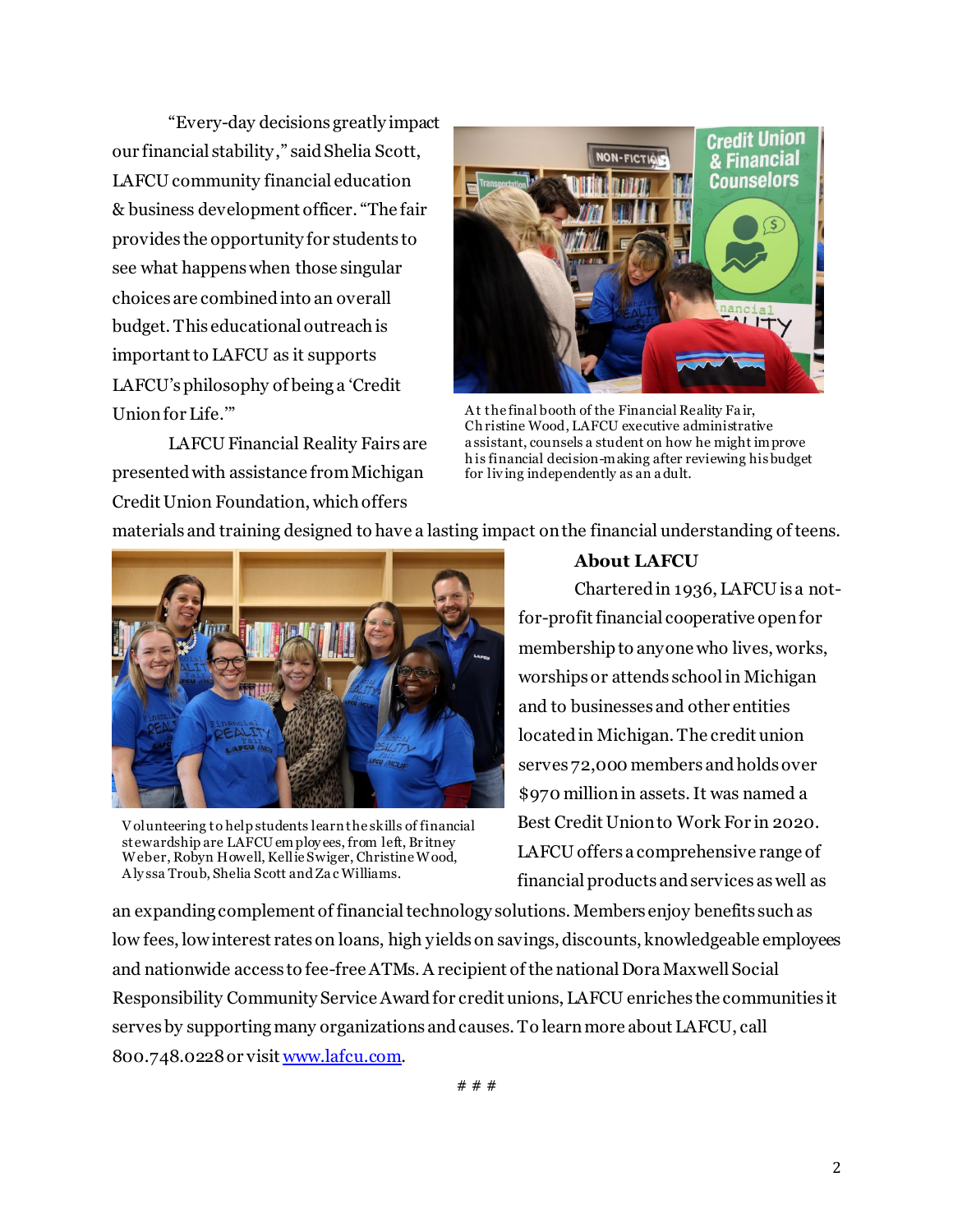"Every-day decisions greatly impact our financial stability," said Shelia Scott, LAFCU community financial education & business development officer. "The fair provides the opportunity for students to see what happens when those singular choices are combined into an overall budget. This educational outreach is important to LAFCU as it supports LAFCU's philosophy of being a 'Credit Union for Life.'"

LAFCU Financial Reality Fairs are presented with assistance from Michigan Credit Union Foundation, which offers materials and training designed to have a lasting impact on the financial understanding of teens.

At the final booth of the Financial Reality Fair, Christine Wood, LAFCU executive administrative assistant, counsels a student on how he might improve his financial decision-making after reviewing his budget for living independently as an adult.

Volunteering to help students learn the skills of financial stewardship are LAFCU employees, from left, Britney Weber, Robyn Howell, Kellie Swiger, Christine Wood, Alyssa Troub, Shelia Scott and Zac Williams.

**About LAFCU**

Chartered in 1936, LAFCU is a not-for-profit financial cooperative open for membership to anyone who lives, works, worships or attends school in Michigan and to businesses and other entities located in Michigan. The credit union serves 72,000 members and holds over $970 million in assets. It was named a Best Credit Union to Work For in 2020. LAFCU offers a comprehensive range of financial products and services as well as an expanding complement of financial technology solutions. Members enjoy benefits such as low fees, low interest rates on loans, high yields on savings, discounts, knowledgeable employees and nationwide access to fee-free ATMs. A recipient of the national Dora Maxwell Social Responsibility Community Service Award for credit unions, LAFCU enriches the communities it serves by supporting many organizations and causes. To learn more about LAFCU, call 800.748.0228 or visit [www.lafcu.com](http://www.lafcu.com).

# # #